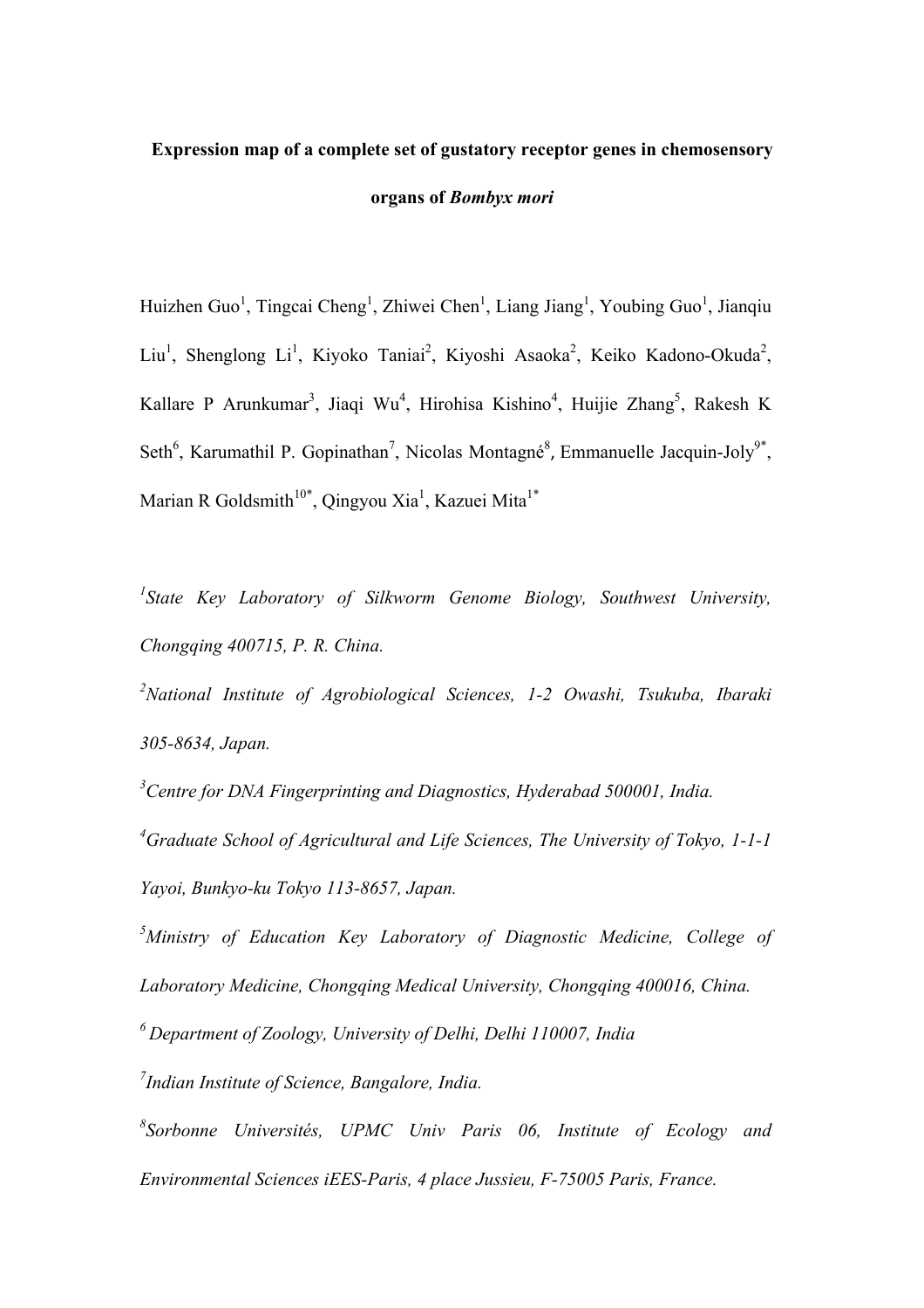# Expression map of a complete set of gustatory receptor genes in chemosensory organs of *Bombyx mori*

Huizhen Guo[1], Tingcai Cheng[1], Zhiwei Chen[1], Liang Jiang[1], Youbing Guo[1], Jianqiu Liu[1], Shenglong Li[1], Kiyoko Taniai[2], Kiyoshi Asaoka[2], Keiko Kadono-Okuda[2], Kallare P Arunkumar[3], Jiaqi Wu[4], Hirohisa Kishino[4], Huijie Zhang[5], Rakesh K Seth[6], Karumathil P. Gopinathan[7], Nicolas Montagné[8], Emmanuelle Jacquin-Joly[9*], Marian R Goldsmith[10*], Qingyou Xia[1], Kazuei Mita[1*]

[1]*State Key Laboratory of Silkworm Genome Biology, Southwest University, Chongqing 400715, P. R. China.*

[2]*National Institute of Agrobiological Sciences, 1-2 Owashi, Tsukuba, Ibaraki 305-8634, Japan.*

[3]*Centre for DNA Fingerprinting and Diagnostics, Hyderabad 500001, India.*

[4]*Graduate School of Agricultural and Life Sciences, The University of Tokyo, 1-1-1 Yayoi, Bunkyo-ku Tokyo 113-8657, Japan.*

[5]*Ministry of Education Key Laboratory of Diagnostic Medicine, College of Laboratory Medicine, Chongqing Medical University, Chongqing 400016, China.*

[6] *Department of Zoology, University of Delhi, Delhi 110007, India*

[7]*Indian Institute of Science, Bangalore, India.*

[8]*Sorbonne Universités, UPMC Univ Paris 06, Institute of Ecology and Environmental Sciences iEES-Paris, 4 place Jussieu, F-75005 Paris, France.*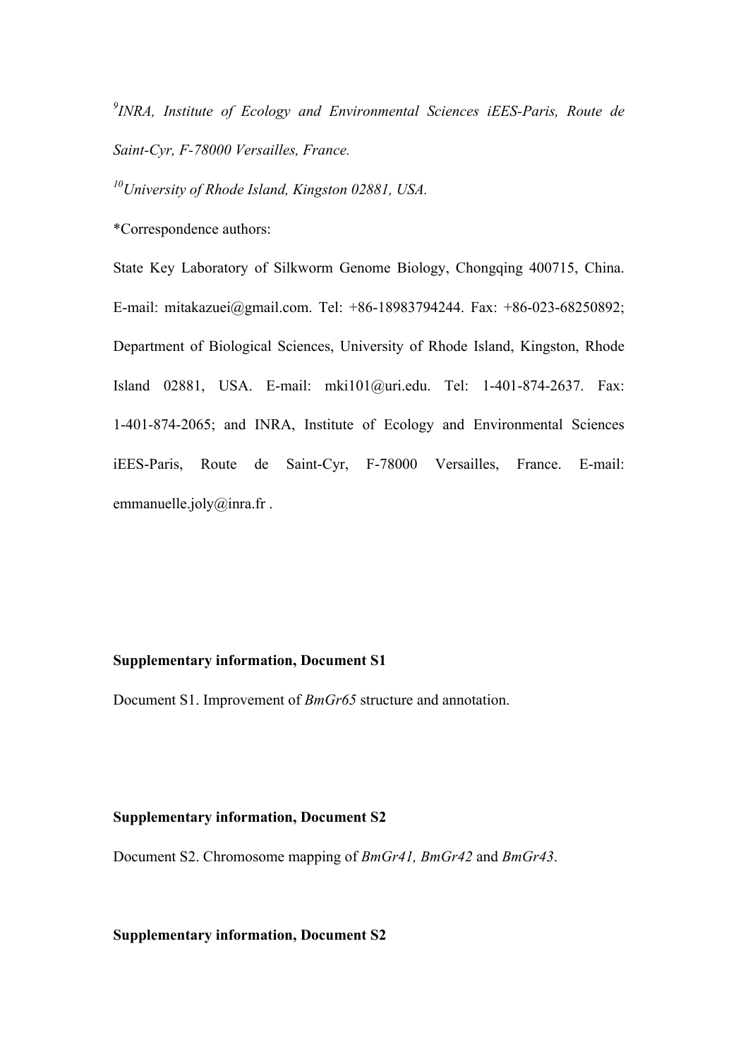[9]*INRA, Institute of Ecology and Environmental Sciences iEES-Paris, Route de Saint-Cyr, F-78000 Versailles, France.*

[10]*University of Rhode Island, Kingston 02881, USA.*

*Correspondence authors:

State Key Laboratory of Silkworm Genome Biology, Chongqing 400715, China. E-mail: mitakazuei@gmail.com. Tel: +86-18983794244. Fax: +86-023-68250892; Department of Biological Sciences, University of Rhode Island, Kingston, Rhode Island 02881, USA. E-mail: mki101@uri.edu. Tel: 1-401-874-2637. Fax: 1-401-874-2065; and INRA, Institute of Ecology and Environmental Sciences iEES-Paris, Route de Saint-Cyr, F-78000 Versailles, France. E-mail: emmanuelle.joly@inra.fr .

**Supplementary information, Document S1**

Document S1. Improvement of *BmGr65* structure and annotation.

**Supplementary information, Document S2**

Document S2. Chromosome mapping of *BmGr41, BmGr42* and *BmGr43*.

**Supplementary information, Document S2**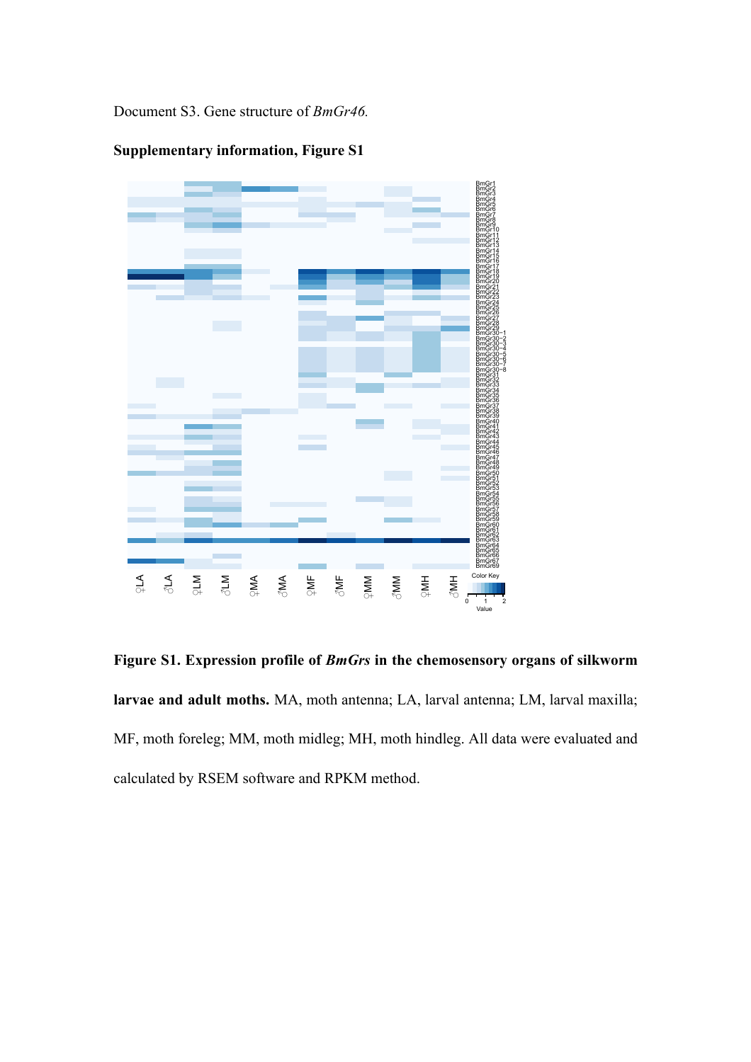Document S3. Gene structure of *BmGr46.*

**Supplementary information, Figure S1**

**Figure S1. Expression profile of *BmGrs* in the chemosensory organs of silkworm larvae and adult moths.** MA, moth antenna; LA, larval antenna; LM, larval maxilla; MF, moth foreleg; MM, moth midleg; MH, moth hindleg. All data were evaluated and calculated by RSEM software and RPKM method.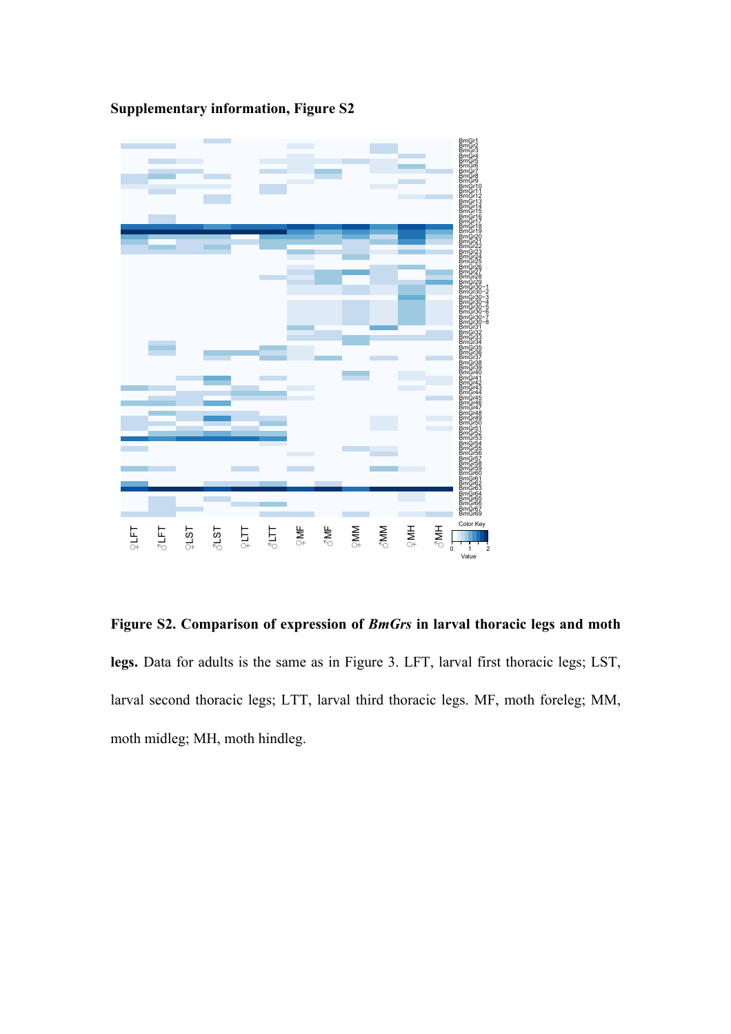**Supplementary information, Figure S2**

**Figure S2. Comparison of expression of *BmGrs* in larval thoracic legs and moth legs.** Data for adults is the same as in Figure 3. LFT, larval first thoracic legs; LST, larval second thoracic legs; LTT, larval third thoracic legs. MF, moth foreleg; MM, moth midleg; MH, moth hindleg.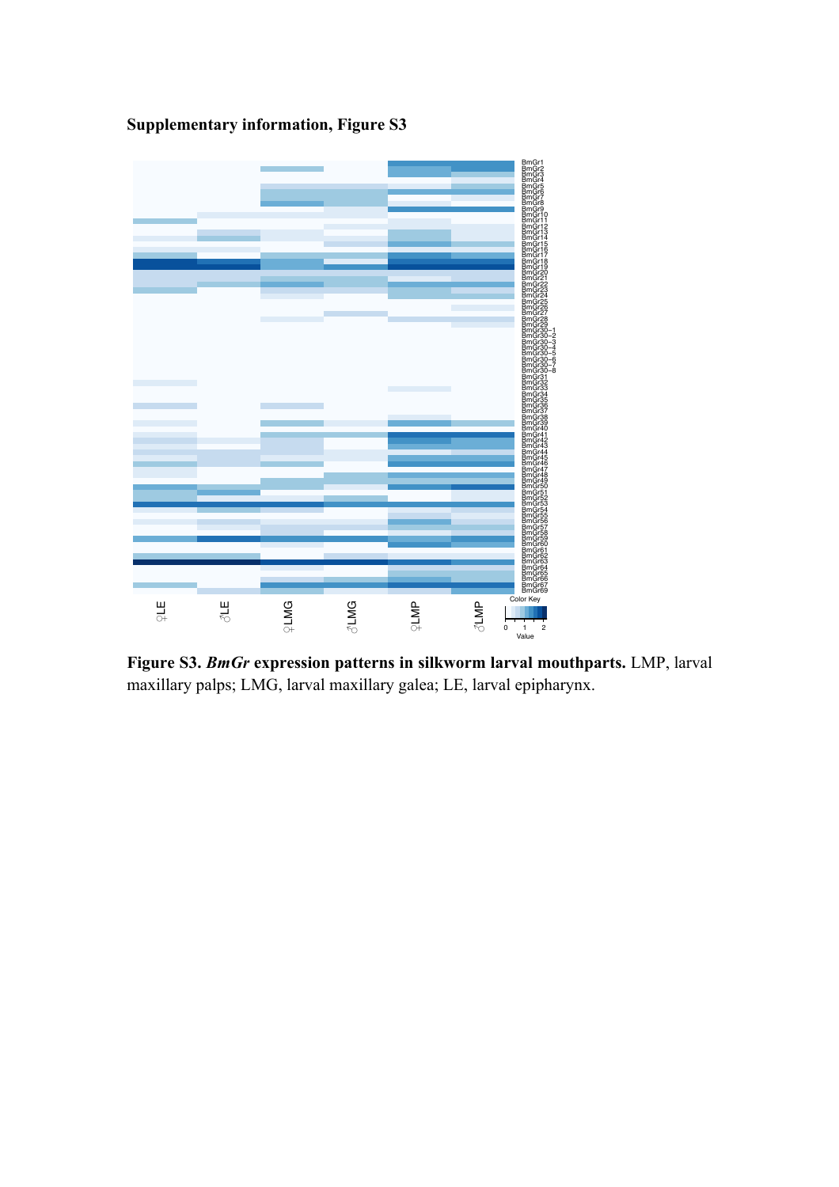**Supplementary information, Figure S3**

**Figure S3.** ***BmGr*** **expression patterns in silkworm larval mouthparts.** LMP, larval maxillary palps; LMG, larval maxillary galea; LE, larval epipharynx.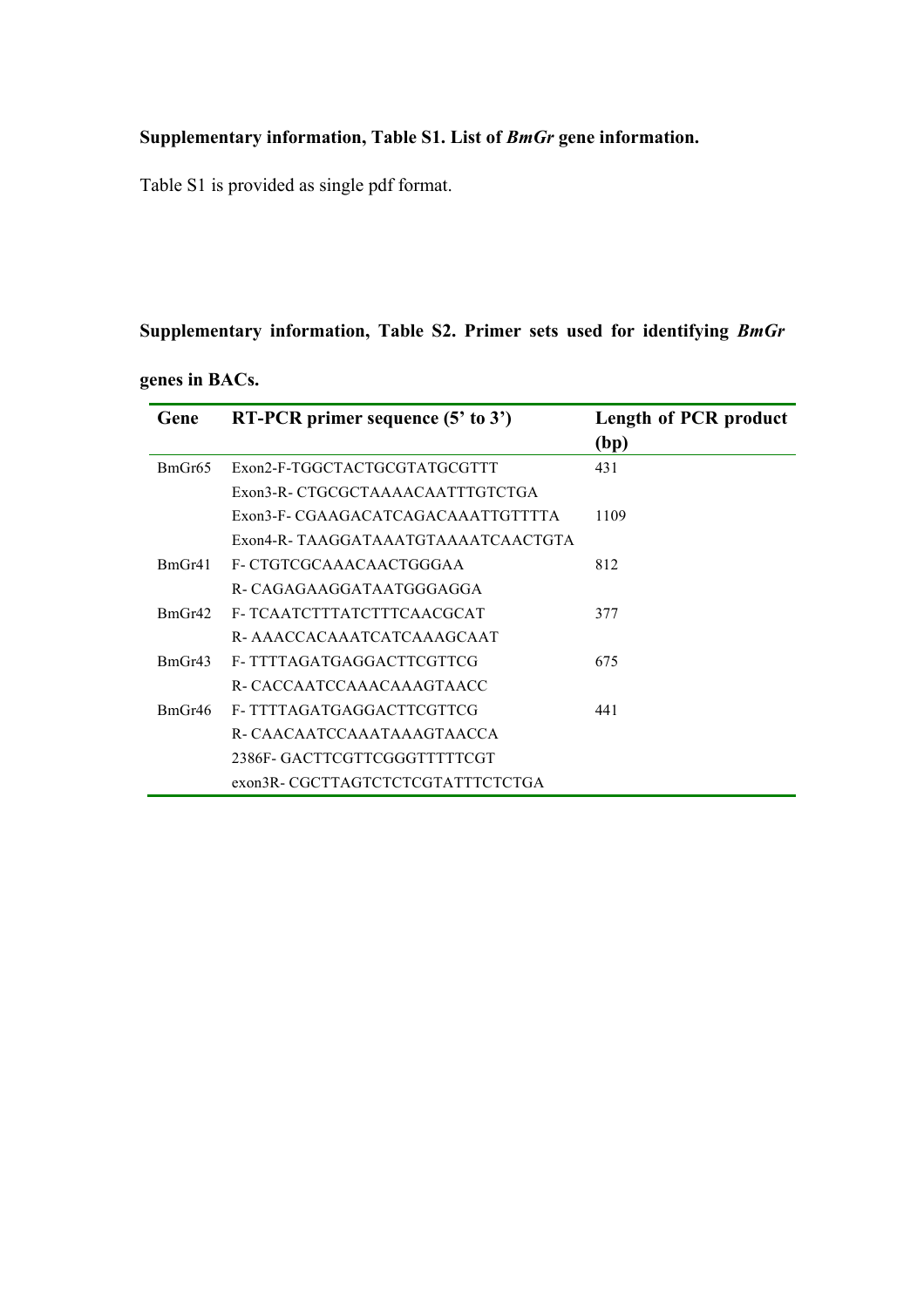**Supplementary information, Table S1. List of *BmGr* gene information.**

Table S1 is provided as single pdf format.

**Supplementary information, Table S2. Primer sets used for identifying *BmGr* genes in BACs.**

| Gene | RT-PCR primer sequence (5' to 3') | Length of PCR product (bp) |
|---|---|---|
| BmGr65 | Exon2-F-TGGCTACTGCGTATGCGTTT | 431 |
| | Exon3-R- CTGCGCTAAAACAATTTGTCTGA | |
| | Exon3-F- CGAAGACATCAGACAAATTGTTTTA | 1109 |
| | Exon4-R- TAAGGATAAATGTAAAATCAACTGTA | |
| BmGr41 | F- CTGTCGCAAACAACTGGGAA | 812 |
| | R- CAGAGAAGGATAATGGGAGGA | |
| BmGr42 | F- TCAATCTTTATCTTTCAACGCAT | 377 |
| | R- AAACCACAAATCATCAAAGCAAT | |
| BmGr43 | F- TTTTAGATGAGGACTTCGTTCG | 675 |
| | R- CACCAATCCAAACAAAGTAACC | |
| BmGr46 | F- TTTTAGATGAGGACTTCGTTCG | 441 |
| | R- CAACAATCCAAATAAAGTAACCA | |
| | 2386F- GACTTCGTTCGGGTTTTTCGT | |
| | exon3R- CGCTTAGTCTCTCGTATTTCTCTGA | |